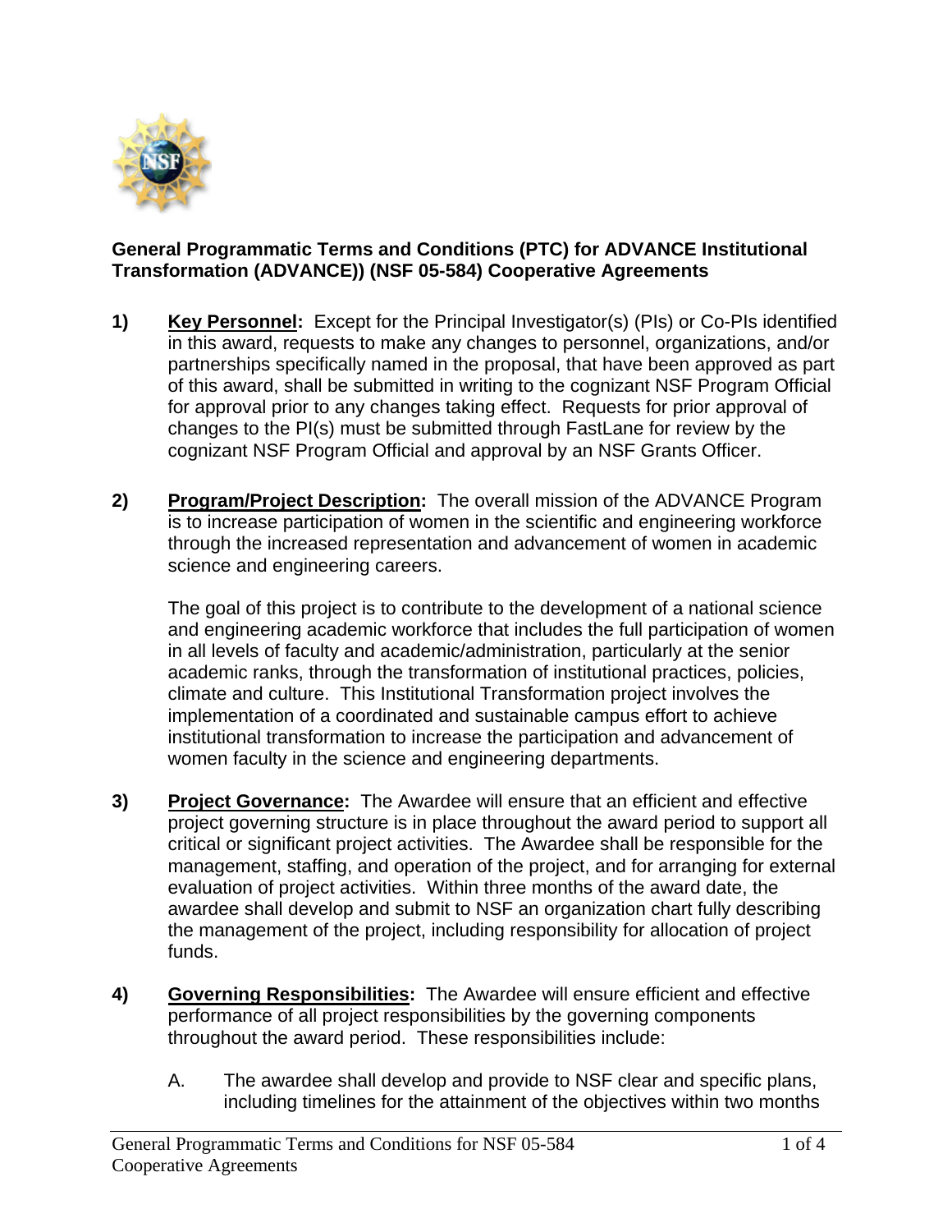**General Programmatic Terms and Conditions (PTC) for ADVANCE Institutional Transformation (ADVANCE)) (NSF 05-584) Cooperative Agreements**

**1)** **Key Personnel:** Except for the Principal Investigator(s) (PIs) or Co-PIs identified in this award, requests to make any changes to personnel, organizations, and/or partnerships specifically named in the proposal, that have been approved as part of this award, shall be submitted in writing to the cognizant NSF Program Official for approval prior to any changes taking effect. Requests for prior approval of changes to the PI(s) must be submitted through FastLane for review by the cognizant NSF Program Official and approval by an NSF Grants Officer.

**2)** **Program/Project Description:** The overall mission of the ADVANCE Program is to increase participation of women in the scientific and engineering workforce through the increased representation and advancement of women in academic science and engineering careers.

The goal of this project is to contribute to the development of a national science and engineering academic workforce that includes the full participation of women in all levels of faculty and academic/administration, particularly at the senior academic ranks, through the transformation of institutional practices, policies, climate and culture. This Institutional Transformation project involves the implementation of a coordinated and sustainable campus effort to achieve institutional transformation to increase the participation and advancement of women faculty in the science and engineering departments.

**3)** **Project Governance:** The Awardee will ensure that an efficient and effective project governing structure is in place throughout the award period to support all critical or significant project activities. The Awardee shall be responsible for the management, staffing, and operation of the project, and for arranging for external evaluation of project activities. Within three months of the award date, the awardee shall develop and submit to NSF an organization chart fully describing the management of the project, including responsibility for allocation of project funds.

**4)** **Governing Responsibilities:** The Awardee will ensure efficient and effective performance of all project responsibilities by the governing components throughout the award period. These responsibilities include:

A. The awardee shall develop and provide to NSF clear and specific plans, including timelines for the attainment of the objectives within two months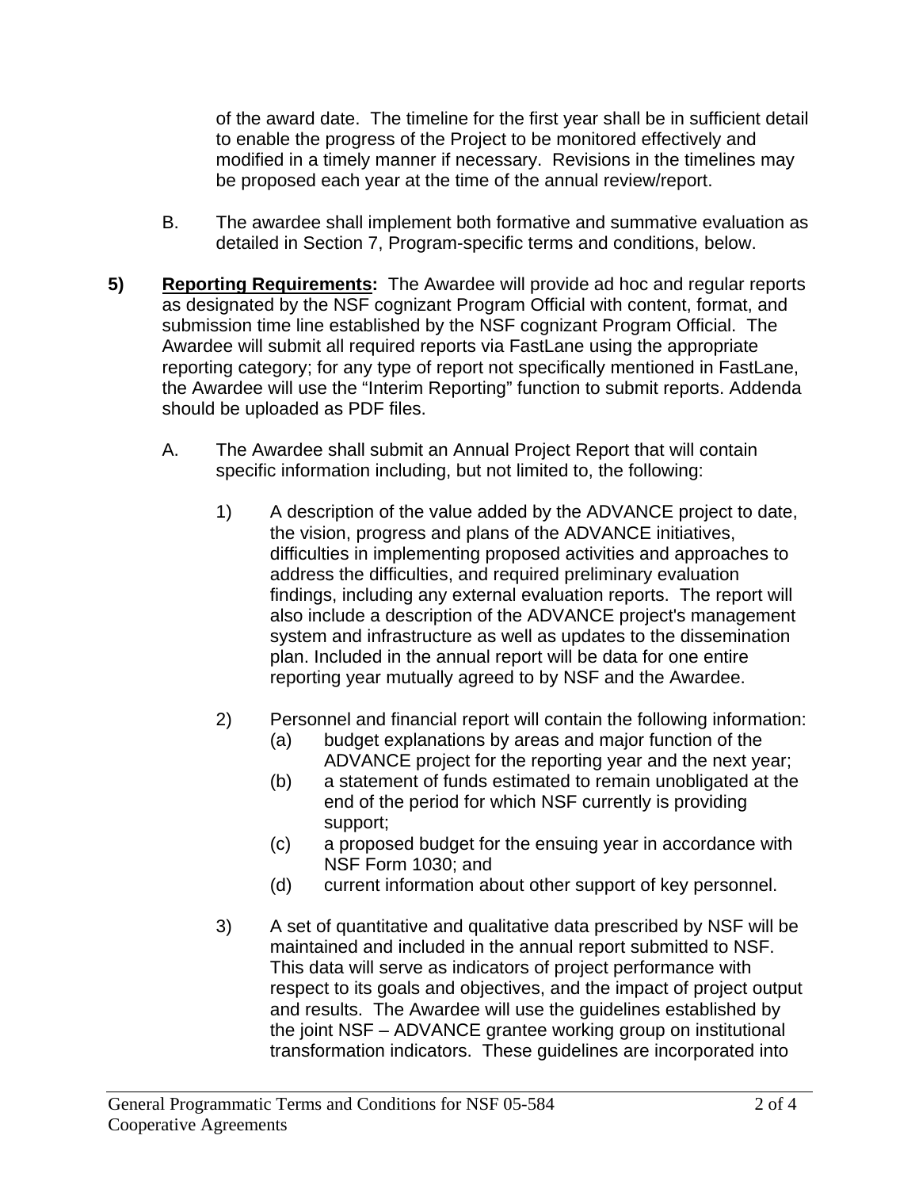of the award date. The timeline for the first year shall be in sufficient detail to enable the progress of the Project to be monitored effectively and modified in a timely manner if necessary. Revisions in the timelines may be proposed each year at the time of the annual review/report.

B. The awardee shall implement both formative and summative evaluation as detailed in Section 7, Program-specific terms and conditions, below.

**5) <u>Reporting Requirements</u>:** The Awardee will provide ad hoc and regular reports as designated by the NSF cognizant Program Official with content, format, and submission time line established by the NSF cognizant Program Official. The Awardee will submit all required reports via FastLane using the appropriate reporting category; for any type of report not specifically mentioned in FastLane, the Awardee will use the "Interim Reporting" function to submit reports. Addenda should be uploaded as PDF files.

A. The Awardee shall submit an Annual Project Report that will contain specific information including, but not limited to, the following:

1) A description of the value added by the ADVANCE project to date, the vision, progress and plans of the ADVANCE initiatives, difficulties in implementing proposed activities and approaches to address the difficulties, and required preliminary evaluation findings, including any external evaluation reports. The report will also include a description of the ADVANCE project's management system and infrastructure as well as updates to the dissemination plan. Included in the annual report will be data for one entire reporting year mutually agreed to by NSF and the Awardee.

2) Personnel and financial report will contain the following information:
   (a) budget explanations by areas and major function of the ADVANCE project for the reporting year and the next year;
   (b) a statement of funds estimated to remain unobligated at the end of the period for which NSF currently is providing support;
   (c) a proposed budget for the ensuing year in accordance with NSF Form 1030; and
   (d) current information about other support of key personnel.

3) A set of quantitative and qualitative data prescribed by NSF will be maintained and included in the annual report submitted to NSF. This data will serve as indicators of project performance with respect to its goals and objectives, and the impact of project output and results. The Awardee will use the guidelines established by the joint NSF – ADVANCE grantee working group on institutional transformation indicators. These guidelines are incorporated into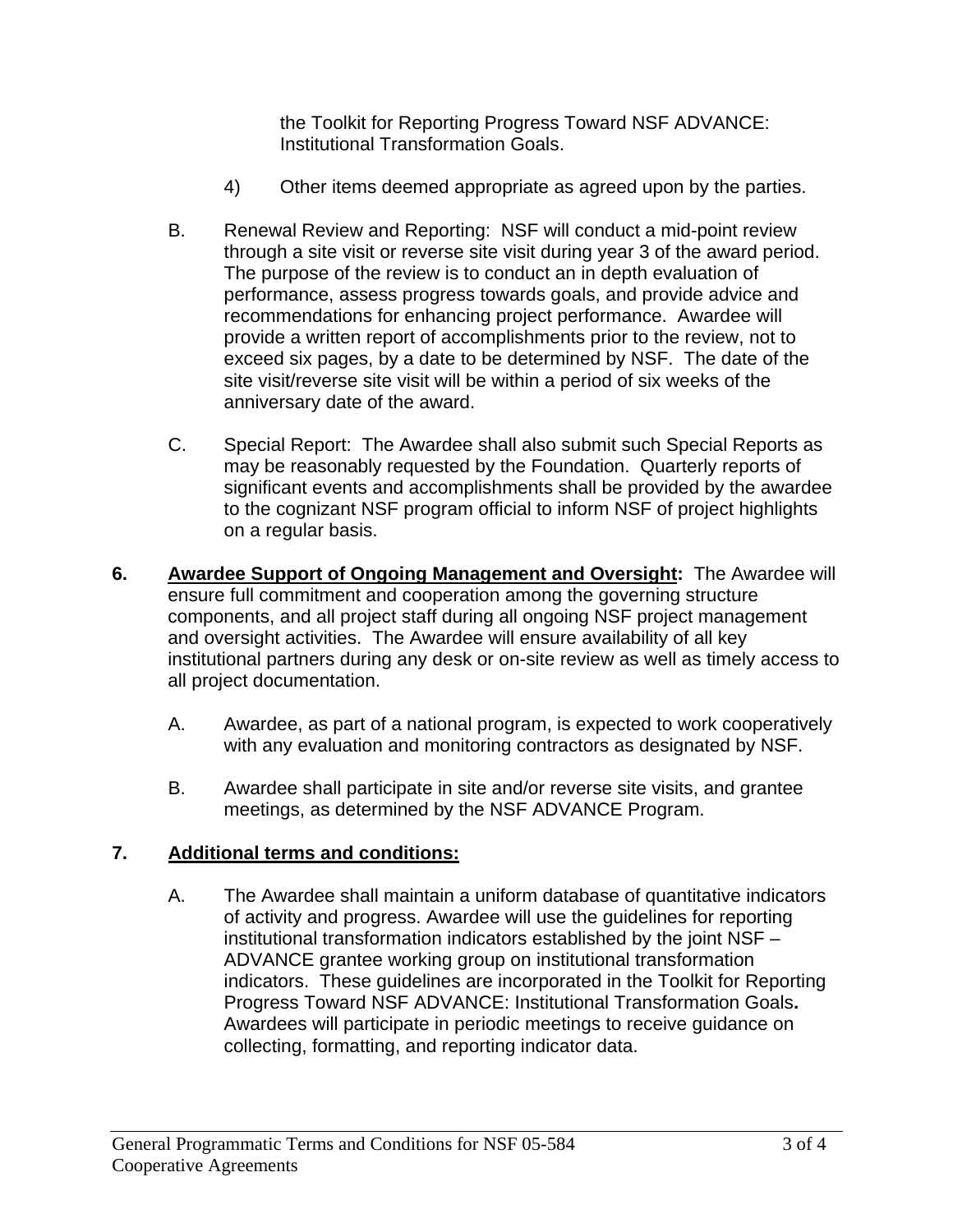the Toolkit for Reporting Progress Toward NSF ADVANCE: Institutional Transformation Goals.

4) Other items deemed appropriate as agreed upon by the parties.

B. Renewal Review and Reporting: NSF will conduct a mid-point review through a site visit or reverse site visit during year 3 of the award period. The purpose of the review is to conduct an in depth evaluation of performance, assess progress towards goals, and provide advice and recommendations for enhancing project performance. Awardee will provide a written report of accomplishments prior to the review, not to exceed six pages, by a date to be determined by NSF. The date of the site visit/reverse site visit will be within a period of six weeks of the anniversary date of the award.

C. Special Report: The Awardee shall also submit such Special Reports as may be reasonably requested by the Foundation. Quarterly reports of significant events and accomplishments shall be provided by the awardee to the cognizant NSF program official to inform NSF of project highlights on a regular basis.

**6. Awardee Support of Ongoing Management and Oversight:** The Awardee will ensure full commitment and cooperation among the governing structure components, and all project staff during all ongoing NSF project management and oversight activities. The Awardee will ensure availability of all key institutional partners during any desk or on-site review as well as timely access to all project documentation.

A. Awardee, as part of a national program, is expected to work cooperatively with any evaluation and monitoring contractors as designated by NSF.

B. Awardee shall participate in site and/or reverse site visits, and grantee meetings, as determined by the NSF ADVANCE Program.

**7. Additional terms and conditions:**

A. The Awardee shall maintain a uniform database of quantitative indicators of activity and progress. Awardee will use the guidelines for reporting institutional transformation indicators established by the joint NSF – ADVANCE grantee working group on institutional transformation indicators. These guidelines are incorporated in the Toolkit for Reporting Progress Toward NSF ADVANCE: Institutional Transformation Goals**.** Awardees will participate in periodic meetings to receive guidance on collecting, formatting, and reporting indicator data.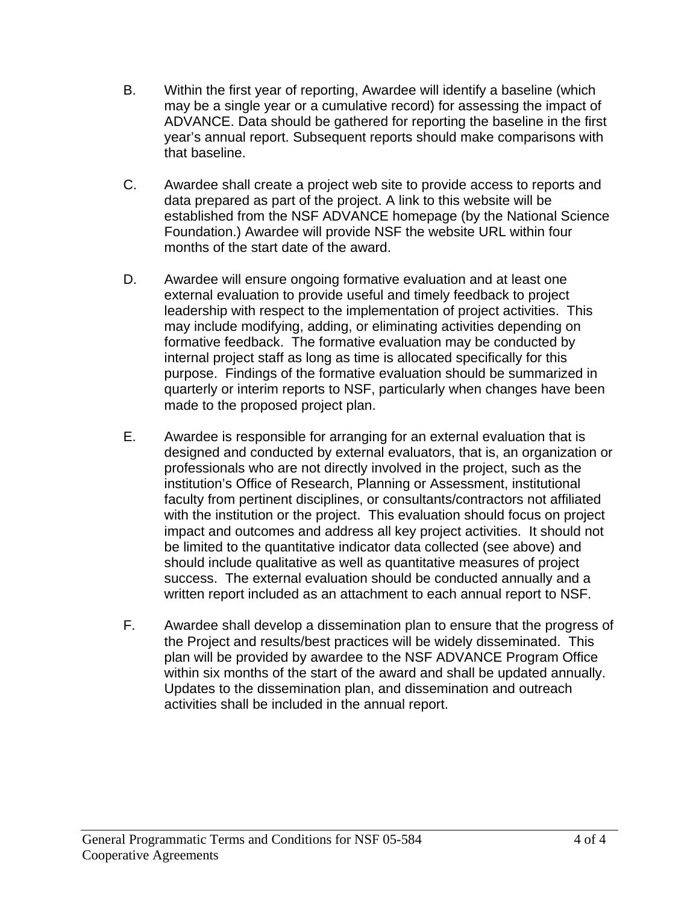B. Within the first year of reporting, Awardee will identify a baseline (which may be a single year or a cumulative record) for assessing the impact of ADVANCE. Data should be gathered for reporting the baseline in the first year's annual report. Subsequent reports should make comparisons with that baseline.

C. Awardee shall create a project web site to provide access to reports and data prepared as part of the project. A link to this website will be established from the NSF ADVANCE homepage (by the National Science Foundation.) Awardee will provide NSF the website URL within four months of the start date of the award.

D. Awardee will ensure ongoing formative evaluation and at least one external evaluation to provide useful and timely feedback to project leadership with respect to the implementation of project activities. This may include modifying, adding, or eliminating activities depending on formative feedback. The formative evaluation may be conducted by internal project staff as long as time is allocated specifically for this purpose. Findings of the formative evaluation should be summarized in quarterly or interim reports to NSF, particularly when changes have been made to the proposed project plan.

E. Awardee is responsible for arranging for an external evaluation that is designed and conducted by external evaluators, that is, an organization or professionals who are not directly involved in the project, such as the institution's Office of Research, Planning or Assessment, institutional faculty from pertinent disciplines, or consultants/contractors not affiliated with the institution or the project. This evaluation should focus on project impact and outcomes and address all key project activities. It should not be limited to the quantitative indicator data collected (see above) and should include qualitative as well as quantitative measures of project success. The external evaluation should be conducted annually and a written report included as an attachment to each annual report to NSF.

F. Awardee shall develop a dissemination plan to ensure that the progress of the Project and results/best practices will be widely disseminated. This plan will be provided by awardee to the NSF ADVANCE Program Office within six months of the start of the award and shall be updated annually. Updates to the dissemination plan, and dissemination and outreach activities shall be included in the annual report.